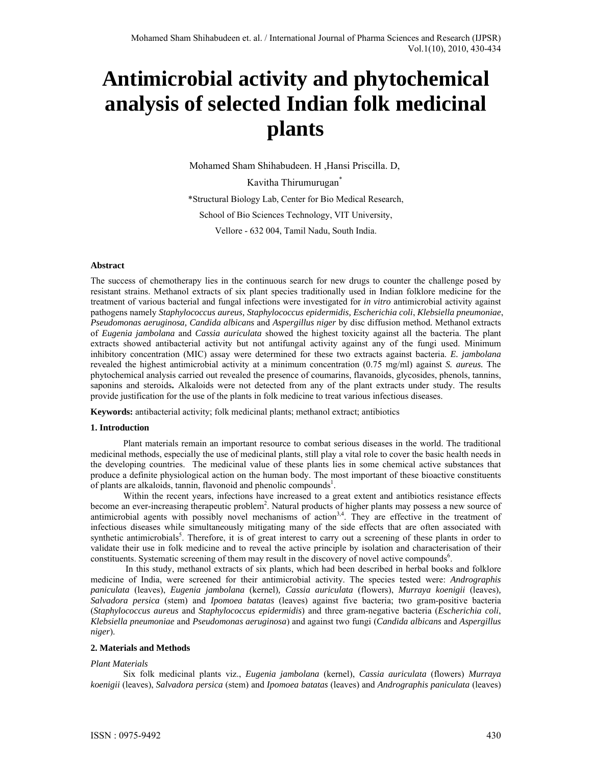# Antimicrobial activity and phytochemical analysis of selected Indian folk medicinal plants

Mohamed Sham Shihabudeen. H ,Hansi Priscilla. D,

Kavitha Thirumurugan*

*Structural Biology Lab, Center for Bio Medical Research,

School of Bio Sciences Technology, VIT University,

Vellore - 632 004, Tamil Nadu, South India.

#### Abstract

The success of chemotherapy lies in the continuous search for new drugs to counter the challenge posed by resistant strains. Methanol extracts of six plant species traditionally used in Indian folklore medicine for the treatment of various bacterial and fungal infections were investigated for *in vitro* antimicrobial activity against pathogens namely *Staphylococcus aureus, Staphylococcus epidermidis, Escherichia coli*, *Klebsiella pneumoniae*, *Pseudomonas aeruginosa, Candida albicans* and *Aspergillus niger* by disc diffusion method. Methanol extracts of *Eugenia jambolana* and *Cassia auriculata* showed the highest toxicity against all the bacteria. The plant extracts showed antibacterial activity but not antifungal activity against any of the fungi used. Minimum inhibitory concentration (MIC) assay were determined for these two extracts against bacteria. *E. jambolana* revealed the highest antimicrobial activity at a minimum concentration (0.75 mg/ml) against *S. aureus.* The phytochemical analysis carried out revealed the presence of coumarins, flavanoids, glycosides, phenols, tannins, saponins and steroids**.** Alkaloids were not detected from any of the plant extracts under study. The results provide justification for the use of the plants in folk medicine to treat various infectious diseases.

**Keywords:** antibacterial activity; folk medicinal plants; methanol extract; antibiotics

#### 1. Introduction

Plant materials remain an important resource to combat serious diseases in the world. The traditional medicinal methods, especially the use of medicinal plants, still play a vital role to cover the basic health needs in the developing countries. The medicinal value of these plants lies in some chemical active substances that produce a definite physiological action on the human body. The most important of these bioactive constituents of plants are alkaloids, tannin, flavonoid and phenolic compounds[1].

Within the recent years, infections have increased to a great extent and antibiotics resistance effects become an ever-increasing therapeutic problem[2]. Natural products of higher plants may possess a new source of antimicrobial agents with possibly novel mechanisms of action[3,4]. They are effective in the treatment of infectious diseases while simultaneously mitigating many of the side effects that are often associated with synthetic antimicrobials[5]. Therefore, it is of great interest to carry out a screening of these plants in order to validate their use in folk medicine and to reveal the active principle by isolation and characterisation of their constituents. Systematic screening of them may result in the discovery of novel active compounds[6].

In this study, methanol extracts of six plants, which had been described in herbal books and folklore medicine of India, were screened for their antimicrobial activity. The species tested were: *Andrographis paniculata* (leaves), *Eugenia jambolana* (kernel), *Cassia auriculata* (flowers), *Murraya koenigii* (leaves), *Salvadora persica* (stem) and *Ipomoea batatas* (leaves) against five bacteria; two gram-positive bacteria (*Staphylococcus aureus* and *Staphylococcus epidermidis*) and three gram-negative bacteria (*Escherichia coli*, *Klebsiella pneumoniae* and *Pseudomonas aeruginosa*) and against two fungi (*Candida albicans* and *Aspergillus niger*).

#### 2. Materials and Methods

*Plant Materials*

Six folk medicinal plants viz., *Eugenia jambolana* (kernel), *Cassia auriculata* (flowers) *Murraya koenigii* (leaves), *Salvadora persica* (stem) and *Ipomoea batatas* (leaves) and *Andrographis paniculata* (leaves)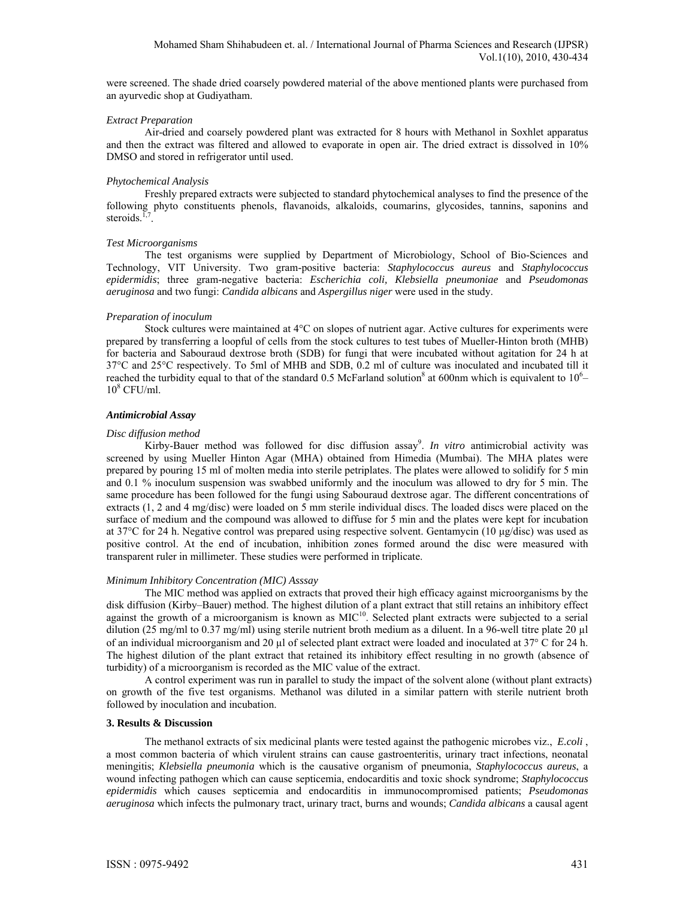were screened. The shade dried coarsely powdered material of the above mentioned plants were purchased from an ayurvedic shop at Gudiyatham.

*Extract Preparation*

Air-dried and coarsely powdered plant was extracted for 8 hours with Methanol in Soxhlet apparatus and then the extract was filtered and allowed to evaporate in open air. The dried extract is dissolved in 10% DMSO and stored in refrigerator until used.

*Phytochemical Analysis*

Freshly prepared extracts were subjected to standard phytochemical analyses to find the presence of the following phyto constituents phenols, flavanoids, alkaloids, coumarins, glycosides, tannins, saponins and steroids.[1,7].

*Test Microorganisms*

The test organisms were supplied by Department of Microbiology, School of Bio-Sciences and Technology, VIT University. Two gram-positive bacteria: *Staphylococcus aureus* and *Staphylococcus epidermidis*; three gram-negative bacteria: *Escherichia coli, Klebsiella pneumoniae* and *Pseudomonas aeruginosa* and two fungi: *Candida albicans* and *Aspergillus niger* were used in the study.

*Preparation of inoculum*

Stock cultures were maintained at 4°C on slopes of nutrient agar. Active cultures for experiments were prepared by transferring a loopful of cells from the stock cultures to test tubes of Mueller-Hinton broth (MHB) for bacteria and Sabouraud dextrose broth (SDB) for fungi that were incubated without agitation for 24 h at 37°C and 25°C respectively. To 5ml of MHB and SDB, 0.2 ml of culture was inoculated and incubated till it reached the turbidity equal to that of the standard 0.5 McFarland solution[8] at 600nm which is equivalent to $10^6$–$10^8$ CFU/ml.

***Antimicrobial Assay***

*Disc diffusion method*

Kirby-Bauer method was followed for disc diffusion assay[9]. *In vitro* antimicrobial activity was screened by using Mueller Hinton Agar (MHA) obtained from Himedia (Mumbai). The MHA plates were prepared by pouring 15 ml of molten media into sterile petriplates. The plates were allowed to solidify for 5 min and 0.1 % inoculum suspension was swabbed uniformly and the inoculum was allowed to dry for 5 min. The same procedure has been followed for the fungi using Sabouraud dextrose agar. The different concentrations of extracts (1, 2 and 4 mg/disc) were loaded on 5 mm sterile individual discs. The loaded discs were placed on the surface of medium and the compound was allowed to diffuse for 5 min and the plates were kept for incubation at 37°C for 24 h. Negative control was prepared using respective solvent. Gentamycin (10 µg/disc) was used as positive control. At the end of incubation, inhibition zones formed around the disc were measured with transparent ruler in millimeter. These studies were performed in triplicate.

*Minimum Inhibitory Concentration (MIC) Asssay*

The MIC method was applied on extracts that proved their high efficacy against microorganisms by the disk diffusion (Kirby–Bauer) method. The highest dilution of a plant extract that still retains an inhibitory effect against the growth of a microorganism is known as MIC[10]. Selected plant extracts were subjected to a serial dilution (25 mg/ml to 0.37 mg/ml) using sterile nutrient broth medium as a diluent. In a 96-well titre plate 20 µl of an individual microorganism and 20 µl of selected plant extract were loaded and inoculated at 37° C for 24 h. The highest dilution of the plant extract that retained its inhibitory effect resulting in no growth (absence of turbidity) of a microorganism is recorded as the MIC value of the extract.

A control experiment was run in parallel to study the impact of the solvent alone (without plant extracts) on growth of the five test organisms. Methanol was diluted in a similar pattern with sterile nutrient broth followed by inoculation and incubation.

## 3. Results & Discussion

The methanol extracts of six medicinal plants were tested against the pathogenic microbes viz., *E.coli* , a most common bacteria of which virulent strains can cause gastroenteritis, urinary tract infections, neonatal meningitis; *Klebsiella pneumonia* which is the causative organism of pneumonia, *Staphylococcus aureus*, a wound infecting pathogen which can cause septicemia, endocarditis and toxic shock syndrome; *Staphylococcus epidermidis* which causes septicemia and endocarditis in immunocompromised patients; *Pseudomonas aeruginosa* which infects the pulmonary tract, urinary tract, burns and wounds; *Candida albicans* a causal agent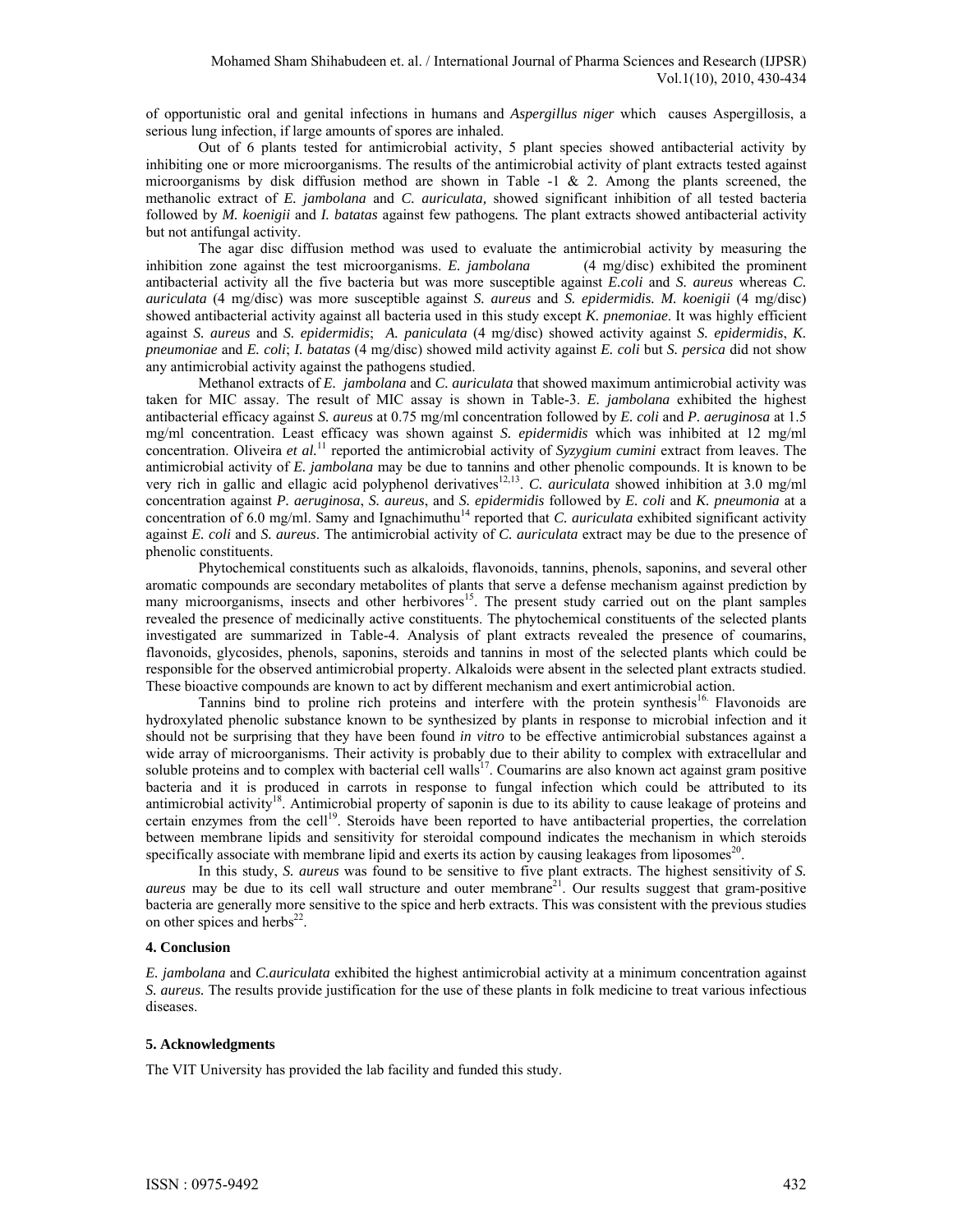of opportunistic oral and genital infections in humans and *Aspergillus niger* which causes Aspergillosis, a serious lung infection, if large amounts of spores are inhaled.

Out of 6 plants tested for antimicrobial activity, 5 plant species showed antibacterial activity by inhibiting one or more microorganisms. The results of the antimicrobial activity of plant extracts tested against microorganisms by disk diffusion method are shown in Table -1 & 2. Among the plants screened, the methanolic extract of *E. jambolana* and *C. auriculata,* showed significant inhibition of all tested bacteria followed by *M. koenigii* and *I. batatas* against few pathogens*.* The plant extracts showed antibacterial activity but not antifungal activity.

The agar disc diffusion method was used to evaluate the antimicrobial activity by measuring the inhibition zone against the test microorganisms. *E. jambolana* (4 mg/disc) exhibited the prominent antibacterial activity all the five bacteria but was more susceptible against *E.coli* and *S. aureus* whereas *C. auriculata* (4 mg/disc) was more susceptible against *S. aureus* and *S. epidermidis. M. koenigii* (4 mg/disc) showed antibacterial activity against all bacteria used in this study except *K. pnemoniae*. It was highly efficient against *S. aureus* and *S. epidermidis*; *A. paniculata* (4 mg/disc) showed activity against *S. epidermidis*, *K. pneumoniae* and *E. coli*; *I. batatas* (4 mg/disc) showed mild activity against *E. coli* but *S. persica* did not show any antimicrobial activity against the pathogens studied.

Methanol extracts of *E. jambolana* and *C. auriculata* that showed maximum antimicrobial activity was taken for MIC assay. The result of MIC assay is shown in Table-3. *E. jambolana* exhibited the highest antibacterial efficacy against *S. aureus* at 0.75 mg/ml concentration followed by *E. coli* and *P. aeruginosa* at 1.5 mg/ml concentration. Least efficacy was shown against *S. epidermidis* which was inhibited at 12 mg/ml concentration. Oliveira *et al.*[11] reported the antimicrobial activity of *Syzygium cumini* extract from leaves. The antimicrobial activity of *E. jambolana* may be due to tannins and other phenolic compounds. It is known to be very rich in gallic and ellagic acid polyphenol derivatives[12,13]. *C. auriculata* showed inhibition at 3.0 mg/ml concentration against *P. aeruginosa*, *S. aureus*, and *S. epidermidis* followed by *E. coli* and *K. pneumonia* at a concentration of 6.0 mg/ml. Samy and Ignachimuthu[14] reported that *C. auriculata* exhibited significant activity against *E. coli* and *S. aureus*. The antimicrobial activity of *C. auriculata* extract may be due to the presence of phenolic constituents.

Phytochemical constituents such as alkaloids, flavonoids, tannins, phenols, saponins, and several other aromatic compounds are secondary metabolites of plants that serve a defense mechanism against prediction by many microorganisms, insects and other herbivores[15]. The present study carried out on the plant samples revealed the presence of medicinally active constituents. The phytochemical constituents of the selected plants investigated are summarized in Table-4. Analysis of plant extracts revealed the presence of coumarins, flavonoids, glycosides, phenols, saponins, steroids and tannins in most of the selected plants which could be responsible for the observed antimicrobial property. Alkaloids were absent in the selected plant extracts studied. These bioactive compounds are known to act by different mechanism and exert antimicrobial action.

Tannins bind to proline rich proteins and interfere with the protein synthesis[16.] Flavonoids are hydroxylated phenolic substance known to be synthesized by plants in response to microbial infection and it should not be surprising that they have been found *in vitro* to be effective antimicrobial substances against a wide array of microorganisms. Their activity is probably due to their ability to complex with extracellular and soluble proteins and to complex with bacterial cell walls[17]. Coumarins are also known act against gram positive bacteria and it is produced in carrots in response to fungal infection which could be attributed to its antimicrobial activity[18]. Antimicrobial property of saponin is due to its ability to cause leakage of proteins and certain enzymes from the cell[19]. Steroids have been reported to have antibacterial properties, the correlation between membrane lipids and sensitivity for steroidal compound indicates the mechanism in which steroids specifically associate with membrane lipid and exerts its action by causing leakages from liposomes[20].

In this study, *S. aureus* was found to be sensitive to five plant extracts. The highest sensitivity of *S. aureus* may be due to its cell wall structure and outer membrane[21]. Our results suggest that gram-positive bacteria are generally more sensitive to the spice and herb extracts. This was consistent with the previous studies on other spices and herbs[22].

### 4. Conclusion

*E. jambolana* and *C.auriculata* exhibited the highest antimicrobial activity at a minimum concentration against *S. aureus.* The results provide justification for the use of these plants in folk medicine to treat various infectious diseases.

### 5. Acknowledgments

The VIT University has provided the lab facility and funded this study.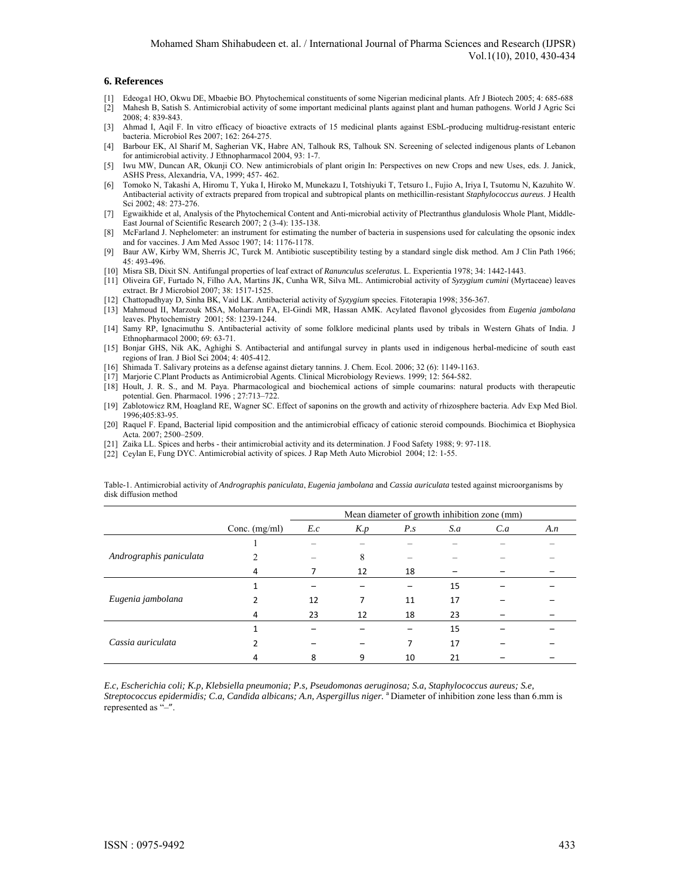## 6. References

[1] Edeoga1 HO, Okwu DE, Mbaebie BO. Phytochemical constituents of some Nigerian medicinal plants. Afr J Biotech 2005; 4: 685-688

[2] Mahesh B, Satish S. Antimicrobial activity of some important medicinal plants against plant and human pathogens. World J Agric Sci 2008; 4: 839-843.

[3] Ahmad I, Aqil F. In vitro efficacy of bioactive extracts of 15 medicinal plants against ESbL-producing multidrug-resistant enteric bacteria. Microbiol Res 2007; 162: 264-275.

[4] Barbour EK, Al Sharif M, Sagherian VK, Habre AN, Talhouk RS, Talhouk SN. Screening of selected indigenous plants of Lebanon for antimicrobial activity. J Ethnopharmacol 2004, 93: 1-7.

[5] Iwu MW, Duncan AR, Okunji CO. New antimicrobials of plant origin In: Perspectives on new Crops and new Uses, eds. J. Janick, ASHS Press, Alexandria, VA, 1999; 457- 462.

[6] Tomoko N, Takashi A, Hiromu T, Yuka I, Hiroko M, Munekazu I, Totshiyuki T, Tetsuro I., Fujio A, Iriya I, Tsutomu N, Kazuhito W. Antibacterial activity of extracts prepared from tropical and subtropical plants on methicillin-resistant *Staphylococcus aureus*. J Health Sci 2002; 48: 273-276.

[7] Egwaikhide et al, Analysis of the Phytochemical Content and Anti-microbial activity of Plectranthus glandulosis Whole Plant, Middle-East Journal of Scientific Research 2007; 2 (3-4): 135-138.

[8] McFarland J. Nephelometer: an instrument for estimating the number of bacteria in suspensions used for calculating the opsonic index and for vaccines. J Am Med Assoc 1907; 14: 1176-1178.

[9] Baur AW, Kirby WM, Sherris JC, Turck M. Antibiotic susceptibility testing by a standard single disk method. Am J Clin Path 1966; 45: 493-496.

[10] Misra SB, Dixit SN. Antifungal properties of leaf extract of *Ranunculus sceleratus*. L. Experientia 1978; 34: 1442-1443.

[11] Oliveira GF, Furtado N, Filho AA, Martins JK, Cunha WR, Silva ML. Antimicrobial activity of *Syzygium cumini* (Myrtaceae) leaves extract. Br J Microbiol 2007; 38: 1517-1525.

[12] Chattopadhyay D, Sinha BK, Vaid LK. Antibacterial activity of *Syzygium* species. Fitoterapia 1998; 356-367.

[13] Mahmoud II, Marzouk MSA, Moharram FA, El-Gindi MR, Hassan AMK. Acylated flavonol glycosides from *Eugenia jambolana* leaves. Phytochemistry 2001; 58: 1239-1244.

[14] Samy RP, Ignacimuthu S. Antibacterial activity of some folklore medicinal plants used by tribals in Western Ghats of India. J Ethnopharmacol 2000; 69: 63-71.

[15] Bonjar GHS, Nik AK, Aghighi S. Antibacterial and antifungal survey in plants used in indigenous herbal-medicine of south east regions of Iran. J Biol Sci 2004; 4: 405-412.

[16] Shimada T. Salivary proteins as a defense against dietary tannins. J. Chem. Ecol. 2006; 32 (6): 1149-1163.

[17] Marjorie C.Plant Products as Antimicrobial Agents. Clinical Microbiology Reviews. 1999; 12: 564-582.

[18] Hoult, J. R. S., and M. Paya. Pharmacological and biochemical actions of simple coumarins: natural products with therapeutic potential. Gen. Pharmacol. 1996 ; 27:713–722.

[19] Zablotowicz RM, Hoagland RE, Wagner SC. Effect of saponins on the growth and activity of rhizosphere bacteria. Adv Exp Med Biol. 1996;405:83-95.

[20] Raquel F. Epand, Bacterial lipid composition and the antimicrobial efficacy of cationic steroid compounds. Biochimica et Biophysica Acta. 2007; 2500–2509.

[21] Zaika LL. Spices and herbs - their antimicrobial activity and its determination. J Food Safety 1988; 9: 97-118.

[22] Ceylan E, Fung DYC. Antimicrobial activity of spices. J Rap Meth Auto Microbiol 2004; 12: 1-55.

Table-1. Antimicrobial activity of *Andrographis paniculata*, *Eugenia jambolana* and *Cassia auriculata* tested against microorganisms by disk diffusion method

| | | Mean diameter of growth inhibition zone (mm) | | | | | |
|---|---|---|---|---|---|---|---|
| | Conc. (mg/ml) | *E.c* | *K.p* | *P.s* | *S.a* | *C.a* | *A.n* |
| *Andrographis paniculata* | 1 | – | – | – | – | – | – |
| | 2 | – | 8 | – | – | – | – |
| | 4 | 7 | 12 | 18 | – | – | – |
| *Eugenia jambolana* | 1 | – | – | – | 15 | – | – |
| | 2 | 12 | 7 | 11 | 17 | – | – |
| | 4 | 23 | 12 | 18 | 23 | – | – |
| *Cassia auriculata* | 1 | – | – | – | 15 | – | – |
| | 2 | – | – | 7 | 17 | – | – |
| | 4 | 8 | 9 | 10 | 21 | – | – |

*E.c, Escherichia coli; K.p, Klebsiella pneumonia; P.s, Pseudomonas aeruginosa; S.a, Staphylococcus aureus; S.e, Streptococcus epidermidis; C.a, Candida albicans; A.n, Aspergillus niger.* [a] Diameter of inhibition zone less than 6.mm is represented as "–".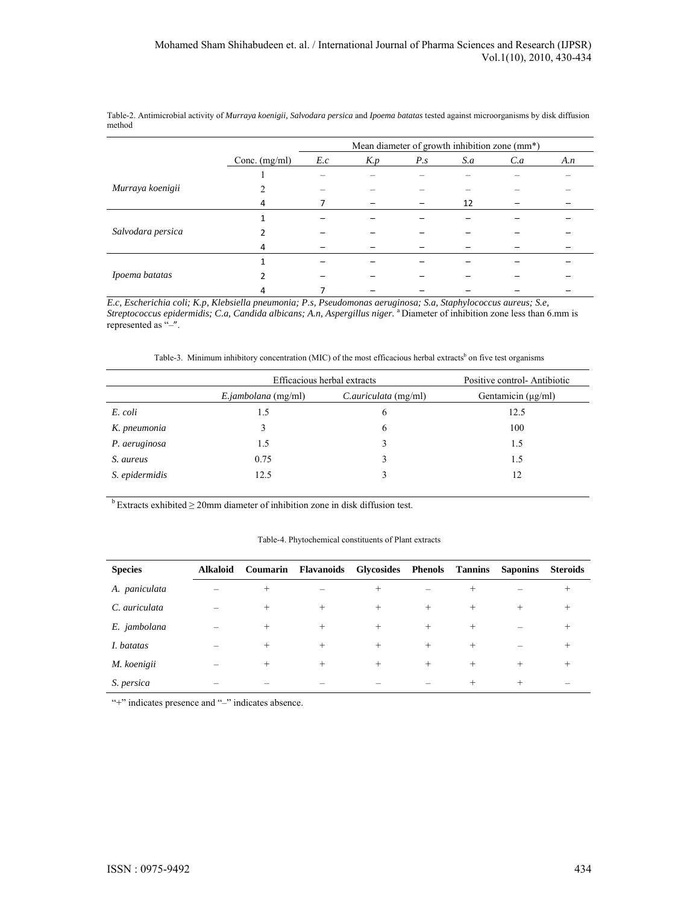Table-2. Antimicrobial activity of *Murraya koenigii*, *Salvodara persica* and *Ipoema batatas* tested against microorganisms by disk diffusion method

| | | Mean diameter of growth inhibition zone (mm*) | | | | | |
|---|---|---|---|---|---|---|---|
| | Conc. (mg/ml) | *E.c* | *K.p* | *P.s* | *S.a* | *C.a* | *A.n* |
| *Murraya koenigii* | 1 | – | – | – | – | – | – |
| | 2 | – | – | – | – | – | – |
| | 4 | 7 | – | – | 12 | – | – |
| *Salvodara persica* | 1 | – | – | – | – | – | – |
| | 2 | – | – | – | – | – | – |
| | 4 | – | – | – | – | – | – |
| *Ipoema batatas* | 1 | – | – | – | – | – | – |
| | 2 | – | – | – | – | – | – |
| | 4 | 7 | – | – | – | – | – |

*E.c, Escherichia coli; K.p, Klebsiella pneumonia; P.s, Pseudomonas aeruginosa; S.a, Staphylococcus aureus; S.e, Streptococcus epidermidis; C.a, Candida albicans; A.n, Aspergillus niger.* [a] Diameter of inhibition zone less than 6.mm is represented as "–".

Table-3. Minimum inhibitory concentration (MIC) of the most efficacious herbal extracts[b] on five test organisms

| | Efficacious herbal extracts | | Positive control- Antibiotic |
|---|---|---|---|
| | *E.jambolana* (mg/ml) | *C.auriculata* (mg/ml) | Gentamicin (μg/ml) |
| *E. coli* | 1.5 | 6 | 12.5 |
| *K. pneumonia* | 3 | 6 | 100 |
| *P. aeruginosa* | 1.5 | 3 | 1.5 |
| *S. aureus* | 0.75 | 3 | 1.5 |
| *S. epidermidis* | 12.5 | 3 | 12 |

[b] Extracts exhibited ≥ 20mm diameter of inhibition zone in disk diffusion test.

Table-4. Phytochemical constituents of Plant extracts

| **Species** | **Alkaloid** | **Coumarin** | **Flavanoids** | **Glycosides** | **Phenols** | **Tannins** | **Saponins** | **Steroids** |
|---|---|---|---|---|---|---|---|---|
| *A. paniculata* | – | + | – | + | – | + | – | + |
| *C. auriculata* | – | + | + | + | + | + | + | + |
| *E. jambolana* | – | + | + | + | + | + | – | + |
| *I. batatas* | – | + | + | + | + | + | – | + |
| *M. koenigii* | – | + | + | + | + | + | + | + |
| *S. persica* | – | – | – | – | – | + | + | – |

"+" indicates presence and "–" indicates absence.